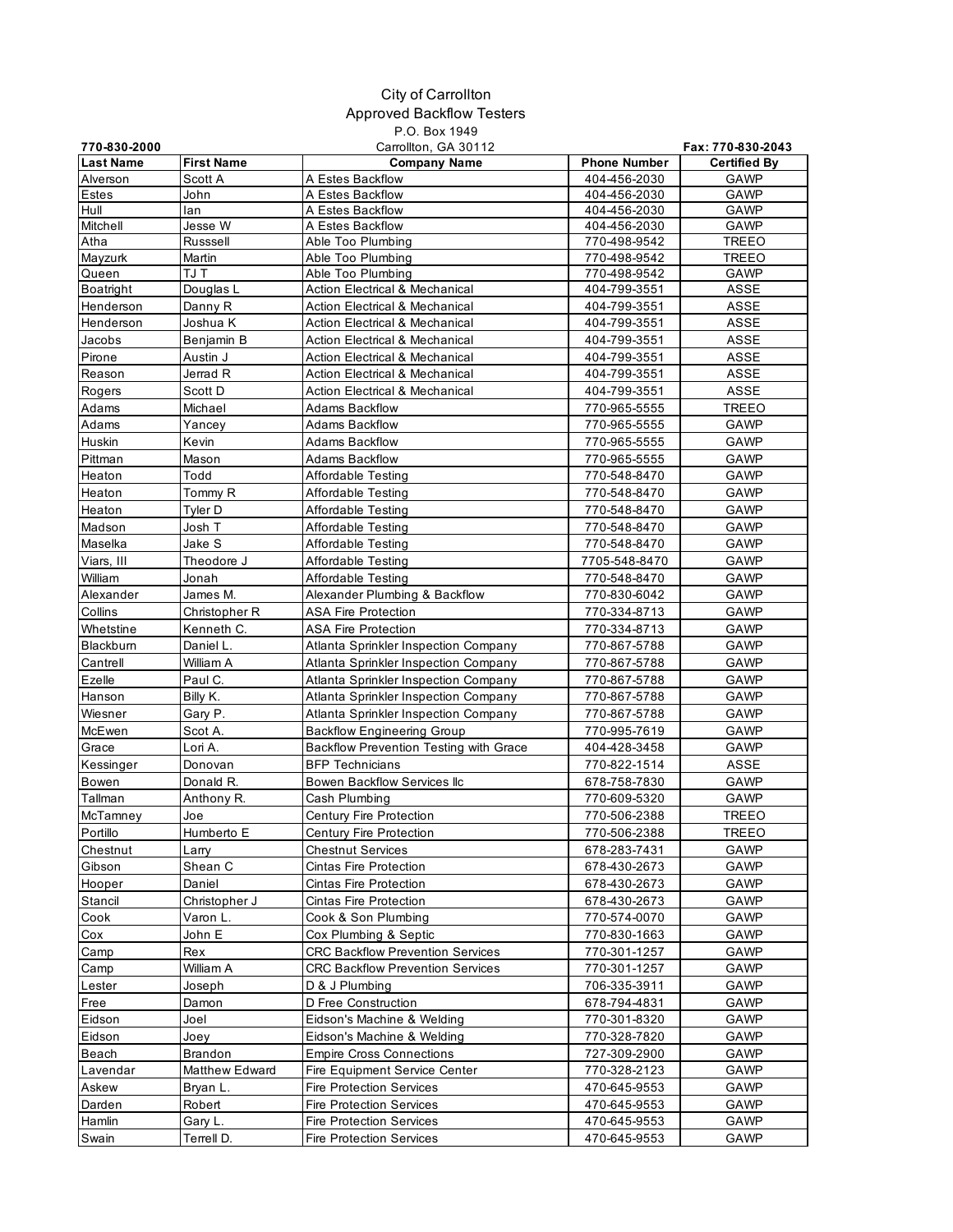# City of Carrollton

## Approved Backflow Testers

P.O. Box 1949

Carrollton, GA 30112

770-830-2000

Fax: 770-830-2043

| Last Name | First Name | Company Name | Phone Number | Certified By |
|---|---|---|---|---|
| Alverson | Scott A | A Estes Backflow | 404-456-2030 | GAWP |
| Estes | John | A Estes Backflow | 404-456-2030 | GAWP |
| Hull | Ian | A Estes Backflow | 404-456-2030 | GAWP |
| Mitchell | Jesse W | A Estes Backflow | 404-456-2030 | GAWP |
| Atha | Russsell | Able Too Plumbing | 770-498-9542 | TREEO |
| Mayzurk | Martin | Able Too Plumbing | 770-498-9542 | TREEO |
| Queen | TJ T | Able Too Plumbing | 770-498-9542 | GAWP |
| Boatright | Douglas L | Action Electrical & Mechanical | 404-799-3551 | ASSE |
| Henderson | Danny R | Action Electrical & Mechanical | 404-799-3551 | ASSE |
| Henderson | Joshua K | Action Electrical & Mechanical | 404-799-3551 | ASSE |
| Jacobs | Benjamin B | Action Electrical & Mechanical | 404-799-3551 | ASSE |
| Pirone | Austin J | Action Electrical & Mechanical | 404-799-3551 | ASSE |
| Reason | Jerrad R | Action Electrical & Mechanical | 404-799-3551 | ASSE |
| Rogers | Scott D | Action Electrical & Mechanical | 404-799-3551 | ASSE |
| Adams | Michael | Adams Backflow | 770-965-5555 | TREEO |
| Adams | Yancey | Adams Backflow | 770-965-5555 | GAWP |
| Huskin | Kevin | Adams Backflow | 770-965-5555 | GAWP |
| Pittman | Mason | Adams Backflow | 770-965-5555 | GAWP |
| Heaton | Todd | Affordable Testing | 770-548-8470 | GAWP |
| Heaton | Tommy R | Affordable Testing | 770-548-8470 | GAWP |
| Heaton | Tyler D | Affordable Testing | 770-548-8470 | GAWP |
| Madson | Josh T | Affordable Testing | 770-548-8470 | GAWP |
| Maselka | Jake S | Affordable Testing | 770-548-8470 | GAWP |
| Viars, III | Theodore J | Affordable Testing | 7705-548-8470 | GAWP |
| William | Jonah | Affordable Testing | 770-548-8470 | GAWP |
| Alexander | James M. | Alexander Plumbing & Backflow | 770-830-6042 | GAWP |
| Collins | Christopher R | ASA Fire Protection | 770-334-8713 | GAWP |
| Whetstine | Kenneth C. | ASA Fire Protection | 770-334-8713 | GAWP |
| Blackburn | Daniel L. | Atlanta Sprinkler Inspection Company | 770-867-5788 | GAWP |
| Cantrell | William A | Atlanta Sprinkler Inspection Company | 770-867-5788 | GAWP |
| Ezelle | Paul C. | Atlanta Sprinkler Inspection Company | 770-867-5788 | GAWP |
| Hanson | Billy K. | Atlanta Sprinkler Inspection Company | 770-867-5788 | GAWP |
| Wiesner | Gary P. | Atlanta Sprinkler Inspection Company | 770-867-5788 | GAWP |
| McEwen | Scot A. | Backflow Engineering Group | 770-995-7619 | GAWP |
| Grace | Lori A. | Backflow Prevention Testing with Grace | 404-428-3458 | GAWP |
| Kessinger | Donovan | BFP Technicians | 770-822-1514 | ASSE |
| Bowen | Donald R. | Bowen Backflow Services llc | 678-758-7830 | GAWP |
| Tallman | Anthony R. | Cash Plumbing | 770-609-5320 | GAWP |
| McTamney | Joe | Century Fire Protection | 770-506-2388 | TREEO |
| Portillo | Humberto E | Century Fire Protection | 770-506-2388 | TREEO |
| Chestnut | Larry | Chestnut Services | 678-283-7431 | GAWP |
| Gibson | Shean C | Cintas Fire Protection | 678-430-2673 | GAWP |
| Hooper | Daniel | Cintas Fire Protection | 678-430-2673 | GAWP |
| Stancil | Christopher J | Cintas Fire Protection | 678-430-2673 | GAWP |
| Cook | Varon L. | Cook & Son Plumbing | 770-574-0070 | GAWP |
| Cox | John E | Cox Plumbing & Septic | 770-830-1663 | GAWP |
| Camp | Rex | CRC Backflow Prevention Services | 770-301-1257 | GAWP |
| Camp | William A | CRC Backflow Prevention Services | 770-301-1257 | GAWP |
| Lester | Joseph | D & J Plumbing | 706-335-3911 | GAWP |
| Free | Damon | D Free Construction | 678-794-4831 | GAWP |
| Eidson | Joel | Eidson's Machine & Welding | 770-301-8320 | GAWP |
| Eidson | Joey | Eidson's Machine & Welding | 770-328-7820 | GAWP |
| Beach | Brandon | Empire Cross Connections | 727-309-2900 | GAWP |
| Lavendar | Matthew Edward | Fire Equipment Service Center | 770-328-2123 | GAWP |
| Askew | Bryan L. | Fire Protection Services | 470-645-9553 | GAWP |
| Darden | Robert | Fire Protection Services | 470-645-9553 | GAWP |
| Hamlin | Gary L. | Fire Protection Services | 470-645-9553 | GAWP |
| Swain | Terrell D. | Fire Protection Services | 470-645-9553 | GAWP |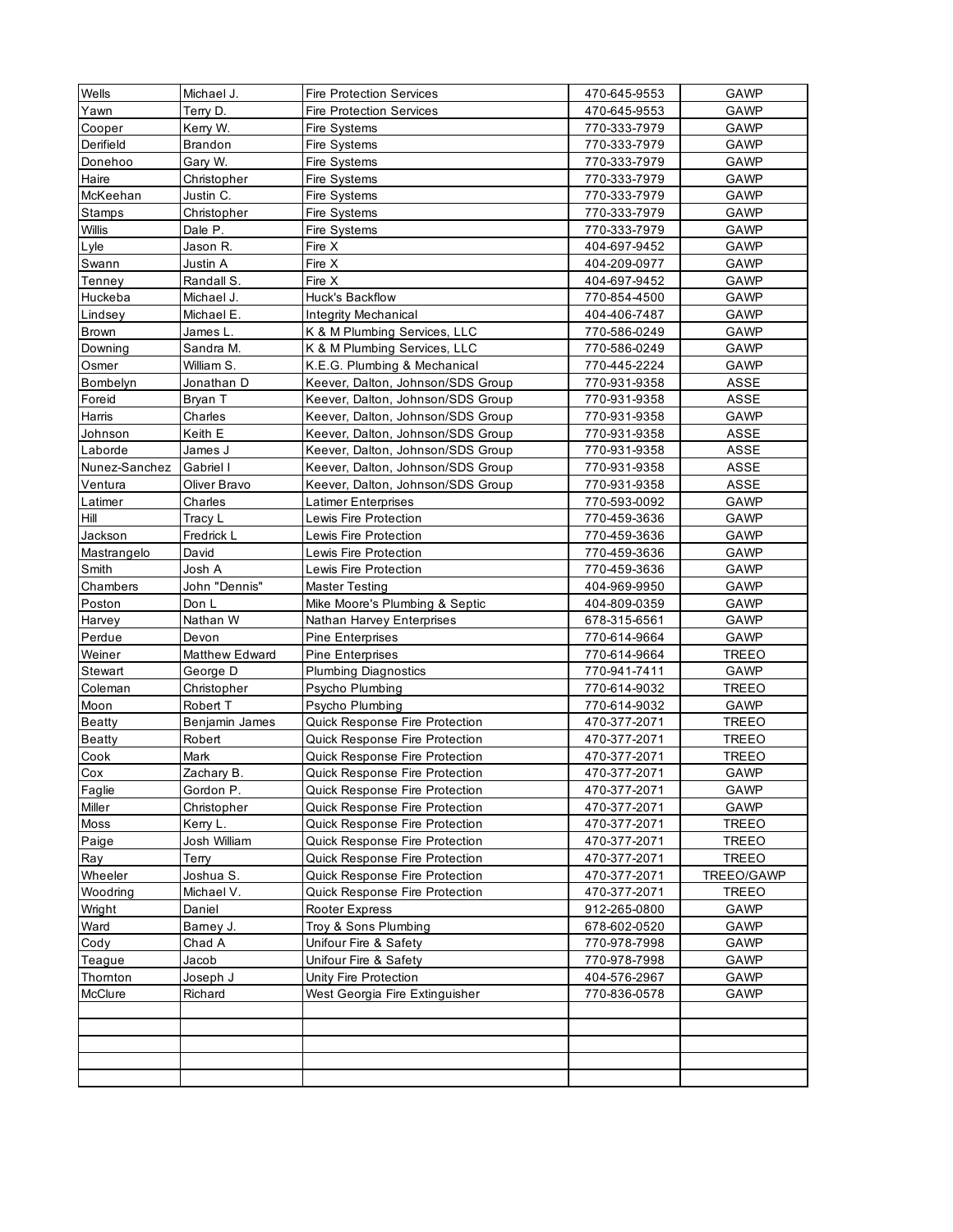| | | | | |
|---|---|---|---|---|
| Wells | Michael J. | Fire Protection Services | 470-645-9553 | GAWP |
| Yawn | Terry D. | Fire Protection Services | 470-645-9553 | GAWP |
| Cooper | Kerry W. | Fire Systems | 770-333-7979 | GAWP |
| Derifield | Brandon | Fire Systems | 770-333-7979 | GAWP |
| Donehoo | Gary W. | Fire Systems | 770-333-7979 | GAWP |
| Haire | Christopher | Fire Systems | 770-333-7979 | GAWP |
| McKeehan | Justin C. | Fire Systems | 770-333-7979 | GAWP |
| Stamps | Christopher | Fire Systems | 770-333-7979 | GAWP |
| Willis | Dale P. | Fire Systems | 770-333-7979 | GAWP |
| Lyle | Jason R. | Fire X | 404-697-9452 | GAWP |
| Swann | Justin A | Fire X | 404-209-0977 | GAWP |
| Tenney | Randall S. | Fire X | 404-697-9452 | GAWP |
| Huckeba | Michael J. | Huck's Backflow | 770-854-4500 | GAWP |
| Lindsey | Michael E. | Integrity Mechanical | 404-406-7487 | GAWP |
| Brown | James L. | K & M Plumbing Services, LLC | 770-586-0249 | GAWP |
| Downing | Sandra M. | K & M Plumbing Services, LLC | 770-586-0249 | GAWP |
| Osmer | William S. | K.E.G. Plumbing & Mechanical | 770-445-2224 | GAWP |
| Bombelyn | Jonathan D | Keever, Dalton, Johnson/SDS Group | 770-931-9358 | ASSE |
| Foreid | Bryan T | Keever, Dalton, Johnson/SDS Group | 770-931-9358 | ASSE |
| Harris | Charles | Keever, Dalton, Johnson/SDS Group | 770-931-9358 | GAWP |
| Johnson | Keith E | Keever, Dalton, Johnson/SDS Group | 770-931-9358 | ASSE |
| Laborde | James J | Keever, Dalton, Johnson/SDS Group | 770-931-9358 | ASSE |
| Nunez-Sanchez | Gabriel I | Keever, Dalton, Johnson/SDS Group | 770-931-9358 | ASSE |
| Ventura | Oliver Bravo | Keever, Dalton, Johnson/SDS Group | 770-931-9358 | ASSE |
| Latimer | Charles | Latimer Enterprises | 770-593-0092 | GAWP |
| Hill | Tracy L | Lewis Fire Protection | 770-459-3636 | GAWP |
| Jackson | Fredrick L | Lewis Fire Protection | 770-459-3636 | GAWP |
| Mastrangelo | David | Lewis Fire Protection | 770-459-3636 | GAWP |
| Smith | Josh A | Lewis Fire Protection | 770-459-3636 | GAWP |
| Chambers | John "Dennis" | Master Testing | 404-969-9950 | GAWP |
| Poston | Don L | Mike Moore's Plumbing & Septic | 404-809-0359 | GAWP |
| Harvey | Nathan W | Nathan Harvey Enterprises | 678-315-6561 | GAWP |
| Perdue | Devon | Pine Enterprises | 770-614-9664 | GAWP |
| Weiner | Matthew Edward | Pine Enterprises | 770-614-9664 | TREEO |
| Stewart | George D | Plumbing Diagnostics | 770-941-7411 | GAWP |
| Coleman | Christopher | Psycho Plumbing | 770-614-9032 | TREEO |
| Moon | Robert T | Psycho Plumbing | 770-614-9032 | GAWP |
| Beatty | Benjamin James | Quick Response Fire Protection | 470-377-2071 | TREEO |
| Beatty | Robert | Quick Response Fire Protection | 470-377-2071 | TREEO |
| Cook | Mark | Quick Response Fire Protection | 470-377-2071 | TREEO |
| Cox | Zachary B. | Quick Response Fire Protection | 470-377-2071 | GAWP |
| Faglie | Gordon P. | Quick Response Fire Protection | 470-377-2071 | GAWP |
| Miller | Christopher | Quick Response Fire Protection | 470-377-2071 | GAWP |
| Moss | Kerry L. | Quick Response Fire Protection | 470-377-2071 | TREEO |
| Paige | Josh William | Quick Response Fire Protection | 470-377-2071 | TREEO |
| Ray | Terry | Quick Response Fire Protection | 470-377-2071 | TREEO |
| Wheeler | Joshua S. | Quick Response Fire Protection | 470-377-2071 | TREEO/GAWP |
| Woodring | Michael V. | Quick Response Fire Protection | 470-377-2071 | TREEO |
| Wright | Daniel | Rooter Express | 912-265-0800 | GAWP |
| Ward | Barney J. | Troy & Sons Plumbing | 678-602-0520 | GAWP |
| Cody | Chad A | Unifour Fire & Safety | 770-978-7998 | GAWP |
| Teague | Jacob | Unifour Fire & Safety | 770-978-7998 | GAWP |
| Thornton | Joseph J | Unity Fire Protection | 404-576-2967 | GAWP |
| McClure | Richard | West Georgia Fire Extinguisher | 770-836-0578 | GAWP |
| | | | | |
| | | | | |
| | | | | |
| | | | | |
| | | | | |